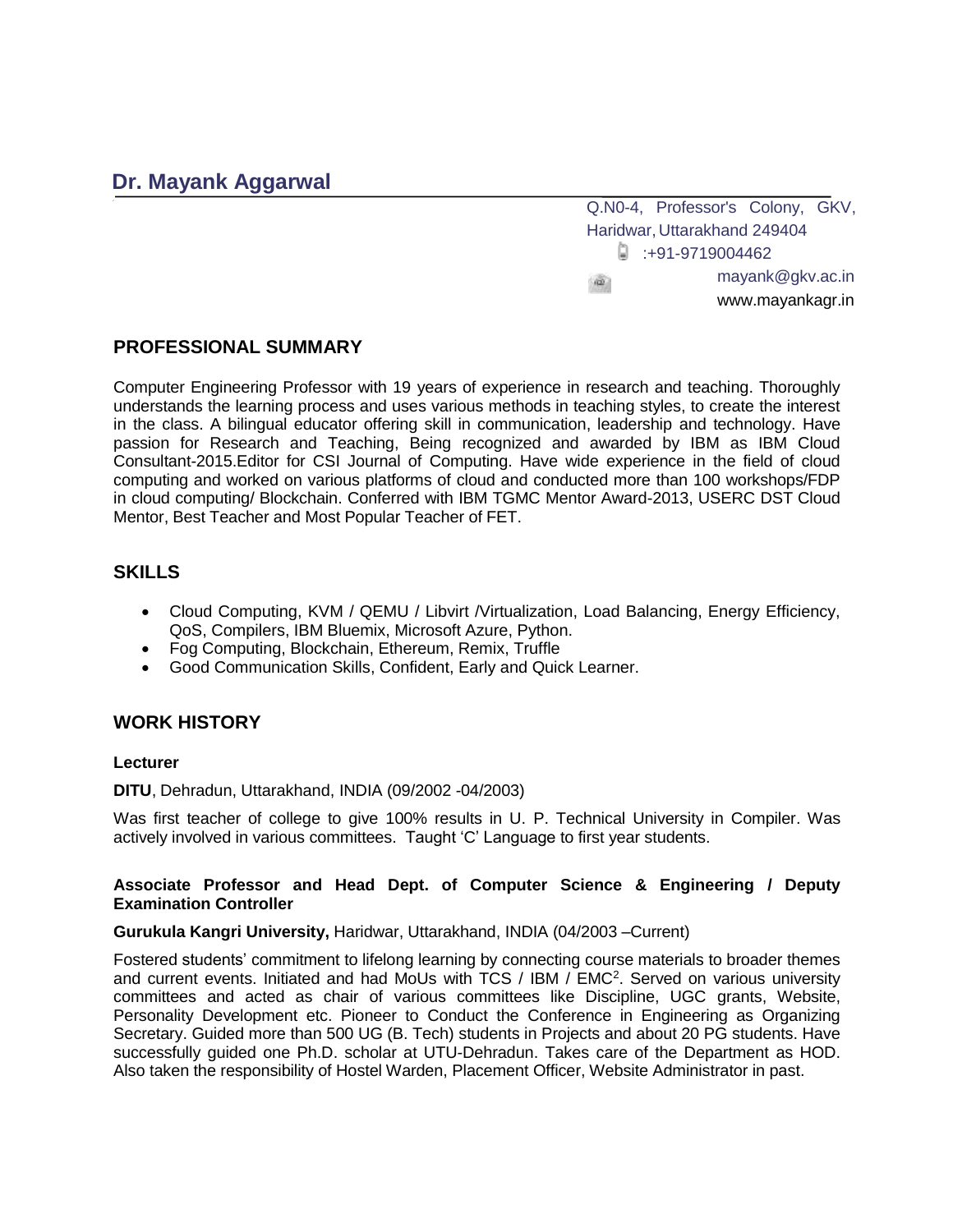# Dr. Mayank Aggarwal

Q.N0-4, Professor's Colony, GKV,
Haridwar, Uttarakhand 249404
:+91-9719004462
mayank@gkv.ac.in
www.mayankagr.in

## PROFESSIONAL SUMMARY

Computer Engineering Professor with 19 years of experience in research and teaching. Thoroughly understands the learning process and uses various methods in teaching styles, to create the interest in the class. A bilingual educator offering skill in communication, leadership and technology. Have passion for Research and Teaching, Being recognized and awarded by IBM as IBM Cloud Consultant-2015.Editor for CSI Journal of Computing. Have wide experience in the field of cloud computing and worked on various platforms of cloud and conducted more than 100 workshops/FDP in cloud computing/ Blockchain. Conferred with IBM TGMC Mentor Award-2013, USERC DST Cloud Mentor, Best Teacher and Most Popular Teacher of FET.

## SKILLS

- Cloud Computing, KVM / QEMU / Libvirt /Virtualization, Load Balancing, Energy Efficiency, QoS, Compilers, IBM Bluemix, Microsoft Azure, Python.
- Fog Computing, Blockchain, Ethereum, Remix, Truffle
- Good Communication Skills, Confident, Early and Quick Learner.

## WORK HISTORY

**Lecturer**

**DITU**, Dehradun, Uttarakhand, INDIA (09/2002 -04/2003)

Was first teacher of college to give 100% results in U. P. Technical University in Compiler. Was actively involved in various committees. Taught 'C' Language to first year students.

**Associate Professor and Head Dept. of Computer Science & Engineering / Deputy Examination Controller**

**Gurukula Kangri University,** Haridwar, Uttarakhand, INDIA (04/2003 –Current)

Fostered students' commitment to lifelong learning by connecting course materials to broader themes and current events. Initiated and had MoUs with TCS / IBM / $EMC^2$. Served on various university committees and acted as chair of various committees like Discipline, UGC grants, Website, Personality Development etc. Pioneer to Conduct the Conference in Engineering as Organizing Secretary. Guided more than 500 UG (B. Tech) students in Projects and about 20 PG students. Have successfully guided one Ph.D. scholar at UTU-Dehradun. Takes care of the Department as HOD. Also taken the responsibility of Hostel Warden, Placement Officer, Website Administrator in past.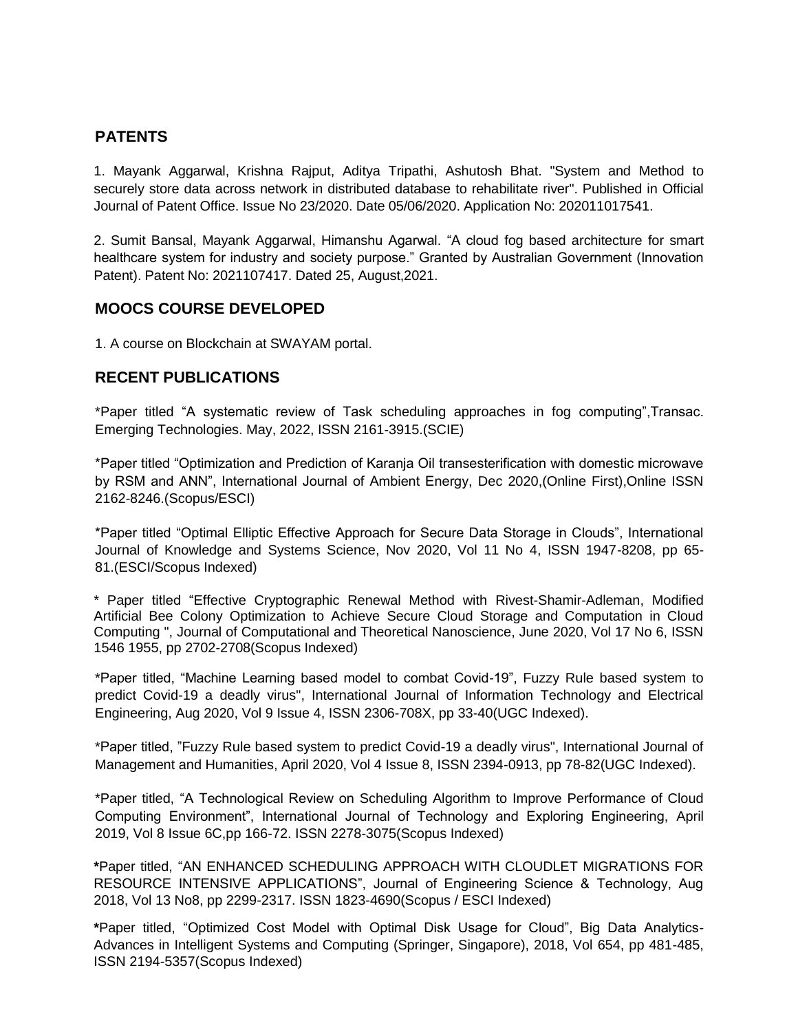## PATENTS

1. Mayank Aggarwal, Krishna Rajput, Aditya Tripathi, Ashutosh Bhat. "System and Method to securely store data across network in distributed database to rehabilitate river". Published in Official Journal of Patent Office. Issue No 23/2020. Date 05/06/2020. Application No: 202011017541.

2. Sumit Bansal, Mayank Aggarwal, Himanshu Agarwal. "A cloud fog based architecture for smart healthcare system for industry and society purpose." Granted by Australian Government (Innovation Patent). Patent No: 2021107417. Dated 25, August,2021.

## MOOCS COURSE DEVELOPED

1. A course on Blockchain at SWAYAM portal.

## RECENT PUBLICATIONS

*Paper titled "A systematic review of Task scheduling approaches in fog computing",Transac. Emerging Technologies. May, 2022, ISSN 2161-3915.(SCIE)

*Paper titled "Optimization and Prediction of Karanja Oil transesterification with domestic microwave by RSM and ANN", International Journal of Ambient Energy, Dec 2020,(Online First),Online ISSN 2162-8246.(Scopus/ESCI)

*Paper titled "Optimal Elliptic Effective Approach for Secure Data Storage in Clouds", International Journal of Knowledge and Systems Science, Nov 2020, Vol 11 No 4, ISSN 1947-8208, pp 65-81.(ESCI/Scopus Indexed)

* Paper titled "Effective Cryptographic Renewal Method with Rivest-Shamir-Adleman, Modified Artificial Bee Colony Optimization to Achieve Secure Cloud Storage and Computation in Cloud Computing ", Journal of Computational and Theoretical Nanoscience, June 2020, Vol 17 No 6, ISSN 1546 1955, pp 2702-2708(Scopus Indexed)

*Paper titled, "Machine Learning based model to combat Covid-19", Fuzzy Rule based system to predict Covid-19 a deadly virus", International Journal of Information Technology and Electrical Engineering, Aug 2020, Vol 9 Issue 4, ISSN 2306-708X, pp 33-40(UGC Indexed).

*Paper titled, "Fuzzy Rule based system to predict Covid-19 a deadly virus", International Journal of Management and Humanities, April 2020, Vol 4 Issue 8, ISSN 2394-0913, pp 78-82(UGC Indexed).

*Paper titled, "A Technological Review on Scheduling Algorithm to Improve Performance of Cloud Computing Environment", International Journal of Technology and Exploring Engineering, April 2019, Vol 8 Issue 6C,pp 166-72. ISSN 2278-3075(Scopus Indexed)

**\***Paper titled, "AN ENHANCED SCHEDULING APPROACH WITH CLOUDLET MIGRATIONS FOR RESOURCE INTENSIVE APPLICATIONS", Journal of Engineering Science & Technology, Aug 2018, Vol 13 No8, pp 2299-2317. ISSN 1823-4690(Scopus / ESCI Indexed)

**\***Paper titled, "Optimized Cost Model with Optimal Disk Usage for Cloud", Big Data Analytics-Advances in Intelligent Systems and Computing (Springer, Singapore), 2018, Vol 654, pp 481-485, ISSN 2194-5357(Scopus Indexed)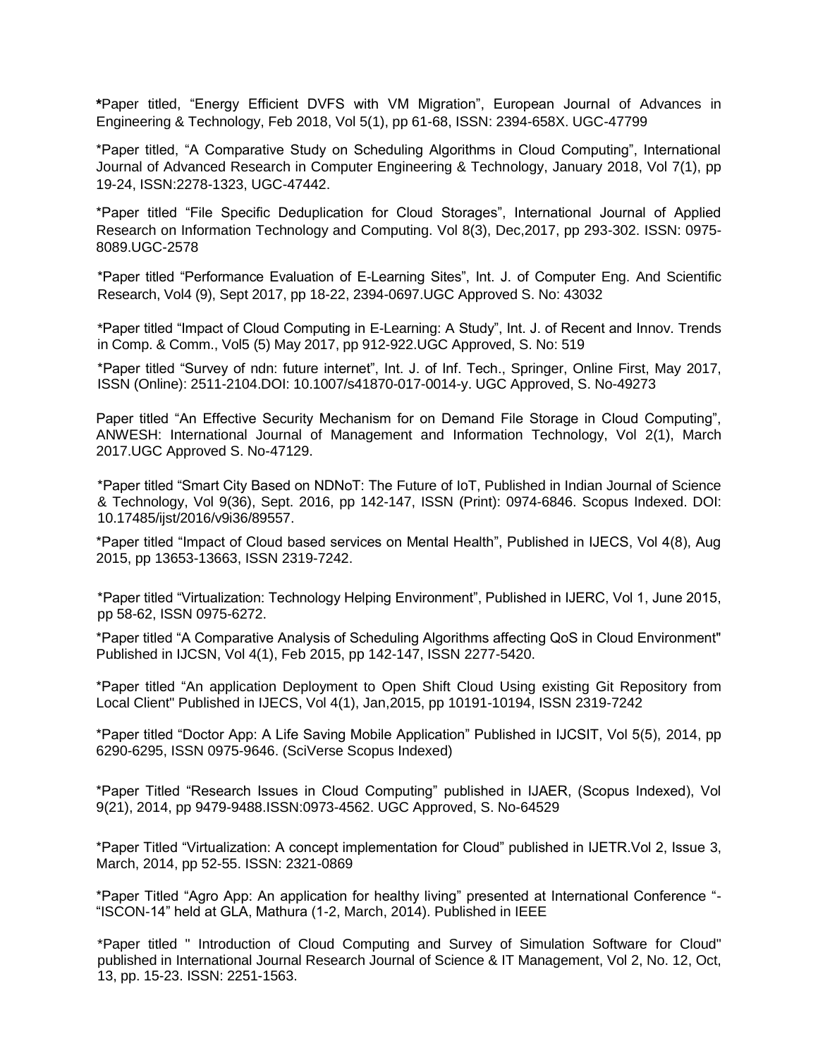*Paper titled, “Energy Efficient DVFS with VM Migration”, European Journal of Advances in Engineering & Technology, Feb 2018, Vol 5(1), pp 61-68, ISSN: 2394-658X. UGC-47799

*Paper titled, “A Comparative Study on Scheduling Algorithms in Cloud Computing”, International Journal of Advanced Research in Computer Engineering & Technology, January 2018, Vol 7(1), pp 19-24, ISSN:2278-1323, UGC-47442.

*Paper titled “File Specific Deduplication for Cloud Storages”, International Journal of Applied Research on Information Technology and Computing. Vol 8(3), Dec,2017, pp 293-302. ISSN: 0975-8089.UGC-2578

*Paper titled “Performance Evaluation of E-Learning Sites”, Int. J. of Computer Eng. And Scientific Research, Vol4 (9), Sept 2017, pp 18-22, 2394-0697.UGC Approved S. No: 43032

*Paper titled “Impact of Cloud Computing in E-Learning: A Study”, Int. J. of Recent and Innov. Trends in Comp. & Comm., Vol5 (5) May 2017, pp 912-922.UGC Approved, S. No: 519

*Paper titled “Survey of ndn: future internet”, Int. J. of Inf. Tech., Springer, Online First, May 2017, ISSN (Online): 2511-2104.DOI: 10.1007/s41870-017-0014-y. UGC Approved, S. No-49273

Paper titled “An Effective Security Mechanism for on Demand File Storage in Cloud Computing”, ANWESH: International Journal of Management and Information Technology, Vol 2(1), March 2017.UGC Approved S. No-47129.

*Paper titled “Smart City Based on NDNoT: The Future of IoT, Published in Indian Journal of Science & Technology, Vol 9(36), Sept. 2016, pp 142-147, ISSN (Print): 0974-6846. Scopus Indexed. DOI: 10.17485/ijst/2016/v9i36/89557.

*Paper titled “Impact of Cloud based services on Mental Health”, Published in IJECS, Vol 4(8), Aug 2015, pp 13653-13663, ISSN 2319-7242.

*Paper titled “Virtualization: Technology Helping Environment”, Published in IJERC, Vol 1, June 2015, pp 58-62, ISSN 0975-6272.

*Paper titled “A Comparative Analysis of Scheduling Algorithms affecting QoS in Cloud Environment" Published in IJCSN, Vol 4(1), Feb 2015, pp 142-147, ISSN 2277-5420.

*Paper titled “An application Deployment to Open Shift Cloud Using existing Git Repository from Local Client" Published in IJECS, Vol 4(1), Jan,2015, pp 10191-10194, ISSN 2319-7242

*Paper titled “Doctor App: A Life Saving Mobile Application” Published in IJCSIT, Vol 5(5), 2014, pp 6290-6295, ISSN 0975-9646. (SciVerse Scopus Indexed)

*Paper Titled “Research Issues in Cloud Computing” published in IJAER, (Scopus Indexed), Vol 9(21), 2014, pp 9479-9488.ISSN:0973-4562. UGC Approved, S. No-64529

*Paper Titled “Virtualization: A concept implementation for Cloud” published in IJETR.Vol 2, Issue 3, March, 2014, pp 52-55. ISSN: 2321-0869

*Paper Titled “Agro App: An application for healthy living” presented at International Conference “- “ISCON-14” held at GLA, Mathura (1-2, March, 2014). Published in IEEE

*Paper titled " Introduction of Cloud Computing and Survey of Simulation Software for Cloud" published in International Journal Research Journal of Science & IT Management, Vol 2, No. 12, Oct, 13, pp. 15-23. ISSN: 2251-1563.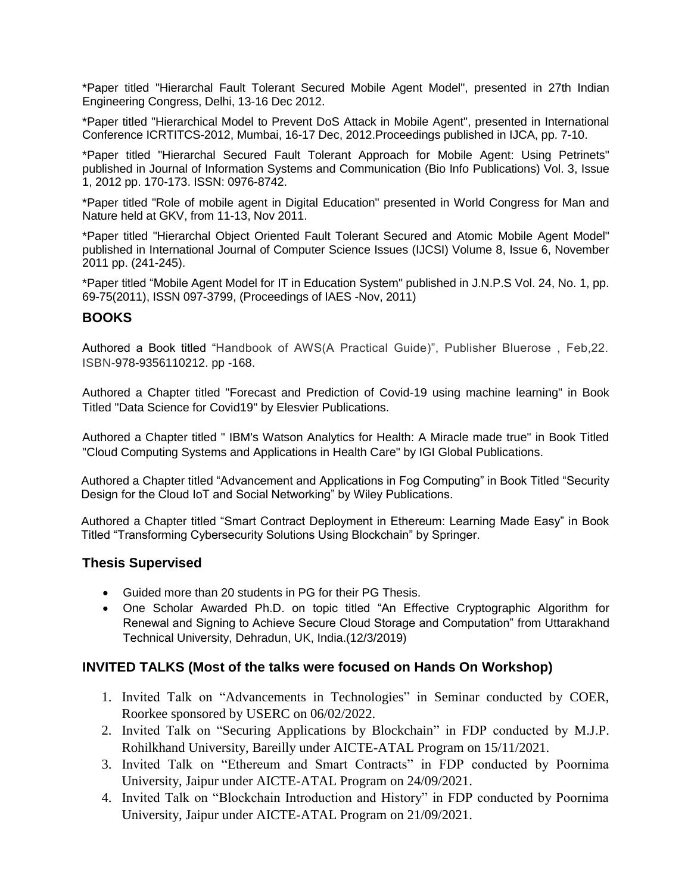*Paper titled "Hierarchal Fault Tolerant Secured Mobile Agent Model", presented in 27th Indian Engineering Congress, Delhi, 13-16 Dec 2012.

*Paper titled "Hierarchical Model to Prevent DoS Attack in Mobile Agent", presented in International Conference ICRTITCS-2012, Mumbai, 16-17 Dec, 2012.Proceedings published in IJCA, pp. 7-10.

*Paper titled "Hierarchal Secured Fault Tolerant Approach for Mobile Agent: Using Petrinets" published in Journal of Information Systems and Communication (Bio Info Publications) Vol. 3, Issue 1, 2012 pp. 170-173. ISSN: 0976-8742.

*Paper titled "Role of mobile agent in Digital Education" presented in World Congress for Man and Nature held at GKV, from 11-13, Nov 2011.

*Paper titled "Hierarchal Object Oriented Fault Tolerant Secured and Atomic Mobile Agent Model" published in International Journal of Computer Science Issues (IJCSI) Volume 8, Issue 6, November 2011 pp. (241-245).

*Paper titled "Mobile Agent Model for IT in Education System" published in J.N.P.S Vol. 24, No. 1, pp. 69-75(2011), ISSN 097-3799, (Proceedings of IAES -Nov, 2011)

## BOOKS

Authored a Book titled "Handbook of AWS(A Practical Guide)", Publisher Bluerose , Feb,22. ISBN-978-9356110212. pp -168.

Authored a Chapter titled "Forecast and Prediction of Covid-19 using machine learning" in Book Titled "Data Science for Covid19" by Elesvier Publications.

Authored a Chapter titled " IBM's Watson Analytics for Health: A Miracle made true" in Book Titled "Cloud Computing Systems and Applications in Health Care" by IGI Global Publications.

Authored a Chapter titled "Advancement and Applications in Fog Computing" in Book Titled "Security Design for the Cloud IoT and Social Networking" by Wiley Publications.

Authored a Chapter titled "Smart Contract Deployment in Ethereum: Learning Made Easy" in Book Titled "Transforming Cybersecurity Solutions Using Blockchain" by Springer.

## Thesis Supervised

- Guided more than 20 students in PG for their PG Thesis.
- One Scholar Awarded Ph.D. on topic titled "An Effective Cryptographic Algorithm for Renewal and Signing to Achieve Secure Cloud Storage and Computation" from Uttarakhand Technical University, Dehradun, UK, India.(12/3/2019)

## INVITED TALKS (Most of the talks were focused on Hands On Workshop)

1. Invited Talk on "Advancements in Technologies" in Seminar conducted by COER, Roorkee sponsored by USERC on 06/02/2022.
2. Invited Talk on "Securing Applications by Blockchain" in FDP conducted by M.J.P. Rohilkhand University, Bareilly under AICTE-ATAL Program on 15/11/2021.
3. Invited Talk on "Ethereum and Smart Contracts" in FDP conducted by Poornima University, Jaipur under AICTE-ATAL Program on 24/09/2021.
4. Invited Talk on "Blockchain Introduction and History" in FDP conducted by Poornima University, Jaipur under AICTE-ATAL Program on 21/09/2021.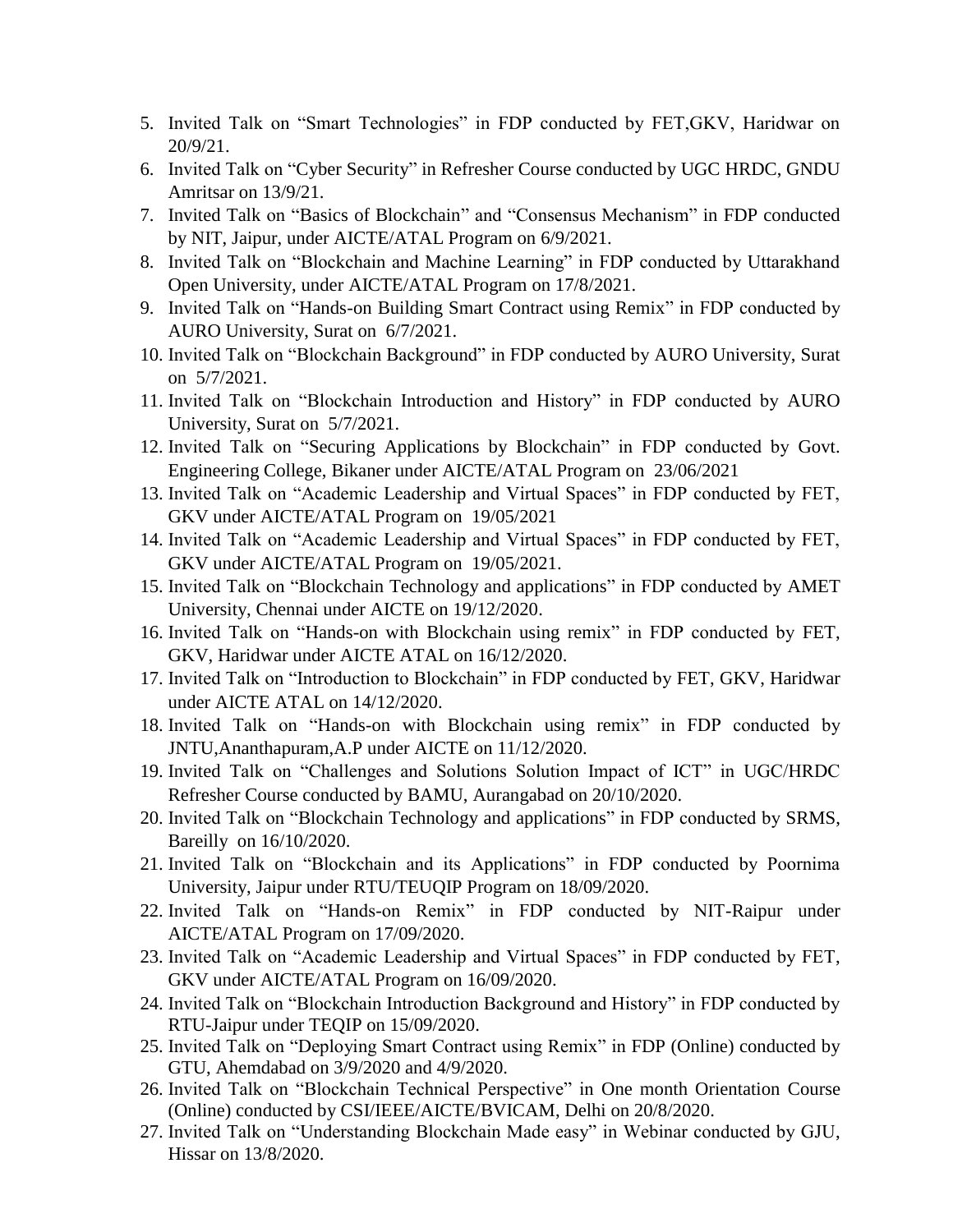5. Invited Talk on "Smart Technologies" in FDP conducted by FET,GKV, Haridwar on 20/9/21.
6. Invited Talk on "Cyber Security" in Refresher Course conducted by UGC HRDC, GNDU Amritsar on 13/9/21.
7. Invited Talk on "Basics of Blockchain" and "Consensus Mechanism" in FDP conducted by NIT, Jaipur, under AICTE/ATAL Program on 6/9/2021.
8. Invited Talk on "Blockchain and Machine Learning" in FDP conducted by Uttarakhand Open University, under AICTE/ATAL Program on 17/8/2021.
9. Invited Talk on "Hands-on Building Smart Contract using Remix" in FDP conducted by AURO University, Surat on 6/7/2021.
10. Invited Talk on "Blockchain Background" in FDP conducted by AURO University, Surat on 5/7/2021.
11. Invited Talk on "Blockchain Introduction and History" in FDP conducted by AURO University, Surat on 5/7/2021.
12. Invited Talk on "Securing Applications by Blockchain" in FDP conducted by Govt. Engineering College, Bikaner under AICTE/ATAL Program on 23/06/2021
13. Invited Talk on "Academic Leadership and Virtual Spaces" in FDP conducted by FET, GKV under AICTE/ATAL Program on 19/05/2021
14. Invited Talk on "Academic Leadership and Virtual Spaces" in FDP conducted by FET, GKV under AICTE/ATAL Program on 19/05/2021.
15. Invited Talk on "Blockchain Technology and applications" in FDP conducted by AMET University, Chennai under AICTE on 19/12/2020.
16. Invited Talk on "Hands-on with Blockchain using remix" in FDP conducted by FET, GKV, Haridwar under AICTE ATAL on 16/12/2020.
17. Invited Talk on "Introduction to Blockchain" in FDP conducted by FET, GKV, Haridwar under AICTE ATAL on 14/12/2020.
18. Invited Talk on "Hands-on with Blockchain using remix" in FDP conducted by JNTU,Ananthapuram,A.P under AICTE on 11/12/2020.
19. Invited Talk on "Challenges and Solutions Solution Impact of ICT" in UGC/HRDC Refresher Course conducted by BAMU, Aurangabad on 20/10/2020.
20. Invited Talk on "Blockchain Technology and applications" in FDP conducted by SRMS, Bareilly on 16/10/2020.
21. Invited Talk on "Blockchain and its Applications" in FDP conducted by Poornima University, Jaipur under RTU/TEUQIP Program on 18/09/2020.
22. Invited Talk on "Hands-on Remix" in FDP conducted by NIT-Raipur under AICTE/ATAL Program on 17/09/2020.
23. Invited Talk on "Academic Leadership and Virtual Spaces" in FDP conducted by FET, GKV under AICTE/ATAL Program on 16/09/2020.
24. Invited Talk on "Blockchain Introduction Background and History" in FDP conducted by RTU-Jaipur under TEQIP on 15/09/2020.
25. Invited Talk on "Deploying Smart Contract using Remix" in FDP (Online) conducted by GTU, Ahemdabad on 3/9/2020 and 4/9/2020.
26. Invited Talk on "Blockchain Technical Perspective" in One month Orientation Course (Online) conducted by CSI/IEEE/AICTE/BVICAM, Delhi on 20/8/2020.
27. Invited Talk on "Understanding Blockchain Made easy" in Webinar conducted by GJU, Hissar on 13/8/2020.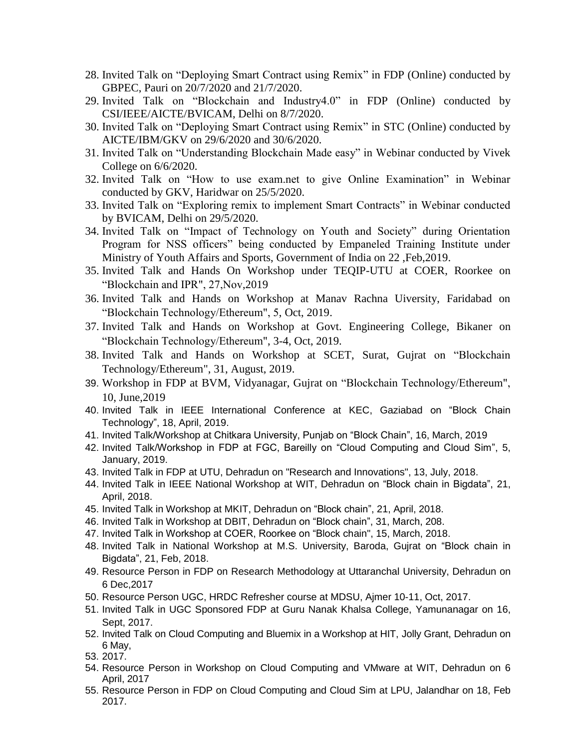28. Invited Talk on "Deploying Smart Contract using Remix" in FDP (Online) conducted by GBPEC, Pauri on 20/7/2020 and 21/7/2020.
29. Invited Talk on "Blockchain and Industry4.0" in FDP (Online) conducted by CSI/IEEE/AICTE/BVICAM, Delhi on 8/7/2020.
30. Invited Talk on "Deploying Smart Contract using Remix" in STC (Online) conducted by AICTE/IBM/GKV on 29/6/2020 and 30/6/2020.
31. Invited Talk on "Understanding Blockchain Made easy" in Webinar conducted by Vivek College on 6/6/2020.
32. Invited Talk on "How to use exam.net to give Online Examination" in Webinar conducted by GKV, Haridwar on 25/5/2020.
33. Invited Talk on "Exploring remix to implement Smart Contracts" in Webinar conducted by BVICAM, Delhi on 29/5/2020.
34. Invited Talk on "Impact of Technology on Youth and Society" during Orientation Program for NSS officers" being conducted by Empaneled Training Institute under Ministry of Youth Affairs and Sports, Government of India on 22 ,Feb,2019.
35. Invited Talk and Hands On Workshop under TEQIP-UTU at COER, Roorkee on "Blockchain and IPR", 27,Nov,2019
36. Invited Talk and Hands on Workshop at Manav Rachna Uiversity, Faridabad on "Blockchain Technology/Ethereum", 5, Oct, 2019.
37. Invited Talk and Hands on Workshop at Govt. Engineering College, Bikaner on "Blockchain Technology/Ethereum", 3-4, Oct, 2019.
38. Invited Talk and Hands on Workshop at SCET, Surat, Gujrat on "Blockchain Technology/Ethereum", 31, August, 2019.
39. Workshop in FDP at BVM, Vidyanagar, Gujrat on "Blockchain Technology/Ethereum", 10, June,2019
40. Invited Talk in IEEE International Conference at KEC, Gaziabad on "Block Chain Technology", 18, April, 2019.
41. Invited Talk/Workshop at Chitkara University, Punjab on "Block Chain", 16, March, 2019
42. Invited Talk/Workshop in FDP at FGC, Bareilly on "Cloud Computing and Cloud Sim", 5, January, 2019.
43. Invited Talk in FDP at UTU, Dehradun on "Research and Innovations", 13, July, 2018.
44. Invited Talk in IEEE National Workshop at WIT, Dehradun on "Block chain in Bigdata", 21, April, 2018.
45. Invited Talk in Workshop at MKIT, Dehradun on "Block chain", 21, April, 2018.
46. Invited Talk in Workshop at DBIT, Dehradun on "Block chain", 31, March, 208.
47. Invited Talk in Workshop at COER, Roorkee on "Block chain", 15, March, 2018.
48. Invited Talk in National Workshop at M.S. University, Baroda, Gujrat on "Block chain in Bigdata", 21, Feb, 2018.
49. Resource Person in FDP on Research Methodology at Uttaranchal University, Dehradun on 6 Dec,2017
50. Resource Person UGC, HRDC Refresher course at MDSU, Ajmer 10-11, Oct, 2017.
51. Invited Talk in UGC Sponsored FDP at Guru Nanak Khalsa College, Yamunanagar on 16, Sept, 2017.
52. Invited Talk on Cloud Computing and Bluemix in a Workshop at HIT, Jolly Grant, Dehradun on 6 May,
53. 2017.
54. Resource Person in Workshop on Cloud Computing and VMware at WIT, Dehradun on 6 April, 2017
55. Resource Person in FDP on Cloud Computing and Cloud Sim at LPU, Jalandhar on 18, Feb 2017.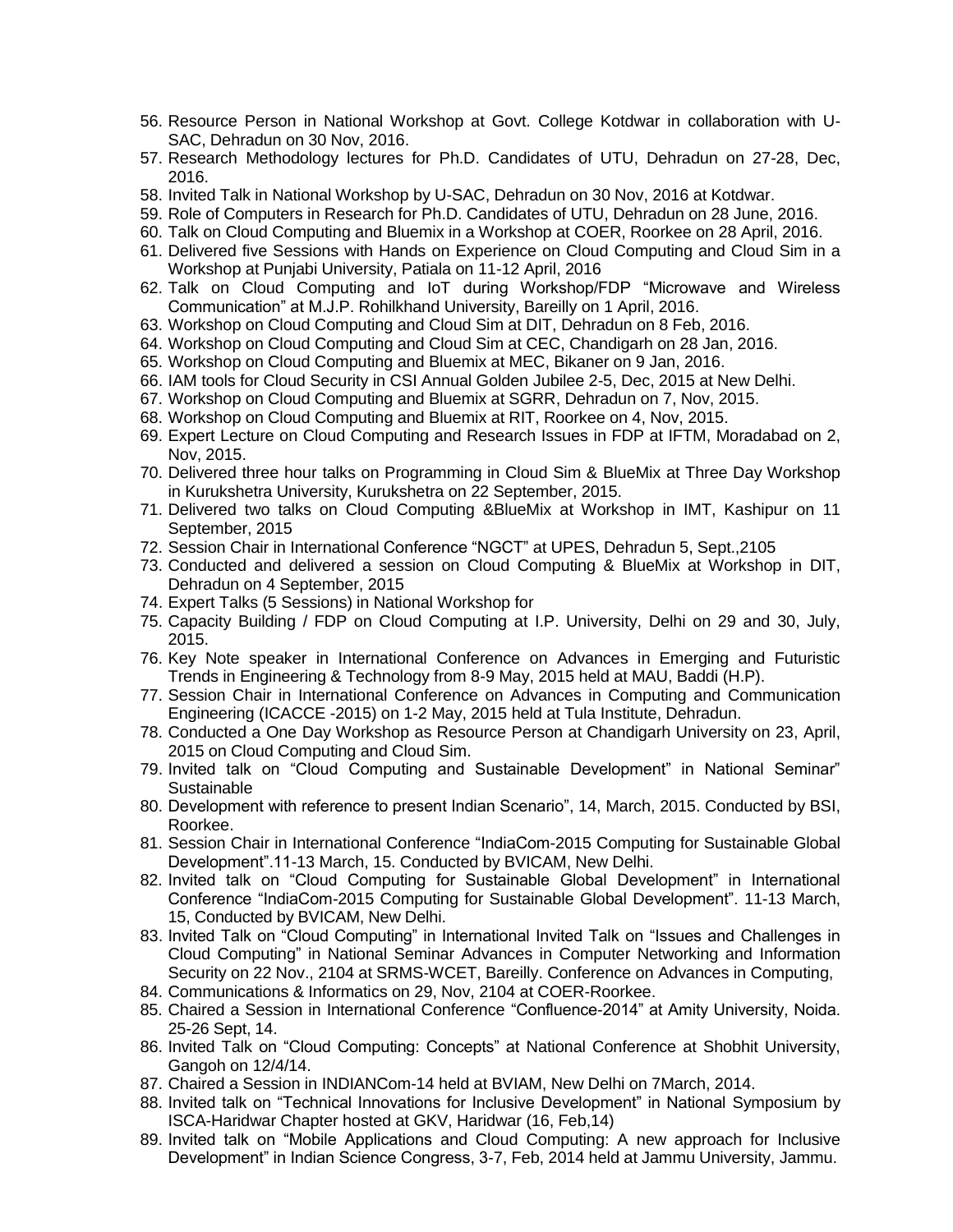56. Resource Person in National Workshop at Govt. College Kotdwar in collaboration with U-SAC, Dehradun on 30 Nov, 2016.
57. Research Methodology lectures for Ph.D. Candidates of UTU, Dehradun on 27-28, Dec, 2016.
58. Invited Talk in National Workshop by U-SAC, Dehradun on 30 Nov, 2016 at Kotdwar.
59. Role of Computers in Research for Ph.D. Candidates of UTU, Dehradun on 28 June, 2016.
60. Talk on Cloud Computing and Bluemix in a Workshop at COER, Roorkee on 28 April, 2016.
61. Delivered five Sessions with Hands on Experience on Cloud Computing and Cloud Sim in a Workshop at Punjabi University, Patiala on 11-12 April, 2016
62. Talk on Cloud Computing and IoT during Workshop/FDP "Microwave and Wireless Communication" at M.J.P. Rohilkhand University, Bareilly on 1 April, 2016.
63. Workshop on Cloud Computing and Cloud Sim at DIT, Dehradun on 8 Feb, 2016.
64. Workshop on Cloud Computing and Cloud Sim at CEC, Chandigarh on 28 Jan, 2016.
65. Workshop on Cloud Computing and Bluemix at MEC, Bikaner on 9 Jan, 2016.
66. IAM tools for Cloud Security in CSI Annual Golden Jubilee 2-5, Dec, 2015 at New Delhi.
67. Workshop on Cloud Computing and Bluemix at SGRR, Dehradun on 7, Nov, 2015.
68. Workshop on Cloud Computing and Bluemix at RIT, Roorkee on 4, Nov, 2015.
69. Expert Lecture on Cloud Computing and Research Issues in FDP at IFTM, Moradabad on 2, Nov, 2015.
70. Delivered three hour talks on Programming in Cloud Sim & BlueMix at Three Day Workshop in Kurukshetra University, Kurukshetra on 22 September, 2015.
71. Delivered two talks on Cloud Computing &BlueMix at Workshop in IMT, Kashipur on 11 September, 2015
72. Session Chair in International Conference "NGCT" at UPES, Dehradun 5, Sept.,2105
73. Conducted and delivered a session on Cloud Computing & BlueMix at Workshop in DIT, Dehradun on 4 September, 2015
74. Expert Talks (5 Sessions) in National Workshop for
75. Capacity Building / FDP on Cloud Computing at I.P. University, Delhi on 29 and 30, July, 2015.
76. Key Note speaker in International Conference on Advances in Emerging and Futuristic Trends in Engineering & Technology from 8-9 May, 2015 held at MAU, Baddi (H.P).
77. Session Chair in International Conference on Advances in Computing and Communication Engineering (ICACCE -2015) on 1-2 May, 2015 held at Tula Institute, Dehradun.
78. Conducted a One Day Workshop as Resource Person at Chandigarh University on 23, April, 2015 on Cloud Computing and Cloud Sim.
79. Invited talk on "Cloud Computing and Sustainable Development" in National Seminar" Sustainable
80. Development with reference to present Indian Scenario", 14, March, 2015. Conducted by BSI, Roorkee.
81. Session Chair in International Conference "IndiaCom-2015 Computing for Sustainable Global Development".11-13 March, 15. Conducted by BVICAM, New Delhi.
82. Invited talk on "Cloud Computing for Sustainable Global Development" in International Conference "IndiaCom-2015 Computing for Sustainable Global Development". 11-13 March, 15, Conducted by BVICAM, New Delhi.
83. Invited Talk on "Cloud Computing" in International Invited Talk on "Issues and Challenges in Cloud Computing" in National Seminar Advances in Computer Networking and Information Security on 22 Nov., 2104 at SRMS-WCET, Bareilly. Conference on Advances in Computing,
84. Communications & Informatics on 29, Nov, 2104 at COER-Roorkee.
85. Chaired a Session in International Conference "Confluence-2014" at Amity University, Noida. 25-26 Sept, 14.
86. Invited Talk on "Cloud Computing: Concepts" at National Conference at Shobhit University, Gangoh on 12/4/14.
87. Chaired a Session in INDIANCom-14 held at BVIAM, New Delhi on 7March, 2014.
88. Invited talk on "Technical Innovations for Inclusive Development" in National Symposium by ISCA-Haridwar Chapter hosted at GKV, Haridwar (16, Feb,14)
89. Invited talk on "Mobile Applications and Cloud Computing: A new approach for Inclusive Development" in Indian Science Congress, 3-7, Feb, 2014 held at Jammu University, Jammu.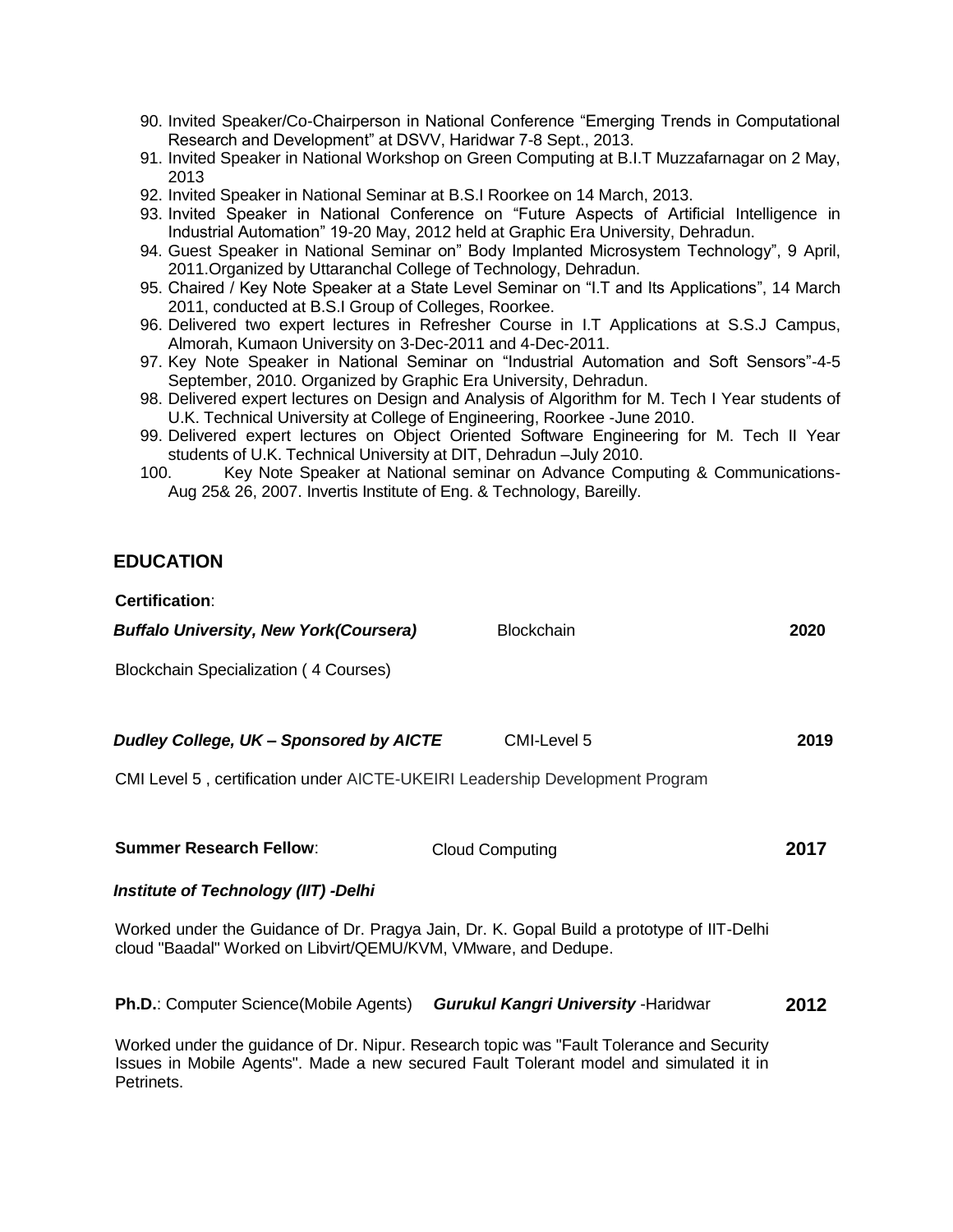90. Invited Speaker/Co-Chairperson in National Conference "Emerging Trends in Computational Research and Development" at DSVV, Haridwar 7-8 Sept., 2013.
91. Invited Speaker in National Workshop on Green Computing at B.I.T Muzzafarnagar on 2 May, 2013
92. Invited Speaker in National Seminar at B.S.I Roorkee on 14 March, 2013.
93. Invited Speaker in National Conference on "Future Aspects of Artificial Intelligence in Industrial Automation" 19-20 May, 2012 held at Graphic Era University, Dehradun.
94. Guest Speaker in National Seminar on" Body Implanted Microsystem Technology", 9 April, 2011.Organized by Uttaranchal College of Technology, Dehradun.
95. Chaired / Key Note Speaker at a State Level Seminar on "I.T and Its Applications", 14 March 2011, conducted at B.S.I Group of Colleges, Roorkee.
96. Delivered two expert lectures in Refresher Course in I.T Applications at S.S.J Campus, Almorah, Kumaon University on 3-Dec-2011 and 4-Dec-2011.
97. Key Note Speaker in National Seminar on "Industrial Automation and Soft Sensors"-4-5 September, 2010. Organized by Graphic Era University, Dehradun.
98. Delivered expert lectures on Design and Analysis of Algorithm for M. Tech I Year students of U.K. Technical University at College of Engineering, Roorkee -June 2010.
99. Delivered expert lectures on Object Oriented Software Engineering for M. Tech II Year students of U.K. Technical University at DIT, Dehradun –July 2010.
100. Key Note Speaker at National seminar on Advance Computing & Communications- Aug 25& 26, 2007. Invertis Institute of Eng. & Technology, Bareilly.

## EDUCATION

**Certification**:

***Buffalo University, New York(Coursera)*** Blockchain **2020**

Blockchain Specialization ( 4 Courses)

***Dudley College, UK – Sponsored by AICTE*** CMI-Level 5 **2019**

CMI Level 5 , certification under AICTE-UKEIRI Leadership Development Program

**Summer Research Fellow**: Cloud Computing **2017**

***Institute of Technology (IIT) -Delhi***

Worked under the Guidance of Dr. Pragya Jain, Dr. K. Gopal Build a prototype of IIT-Delhi cloud "Baadal" Worked on Libvirt/QEMU/KVM, VMware, and Dedupe.

**Ph.D.**: Computer Science(Mobile Agents) ***Gurukul Kangri University*** -Haridwar **2012**

Worked under the guidance of Dr. Nipur. Research topic was "Fault Tolerance and Security Issues in Mobile Agents". Made a new secured Fault Tolerant model and simulated it in Petrinets.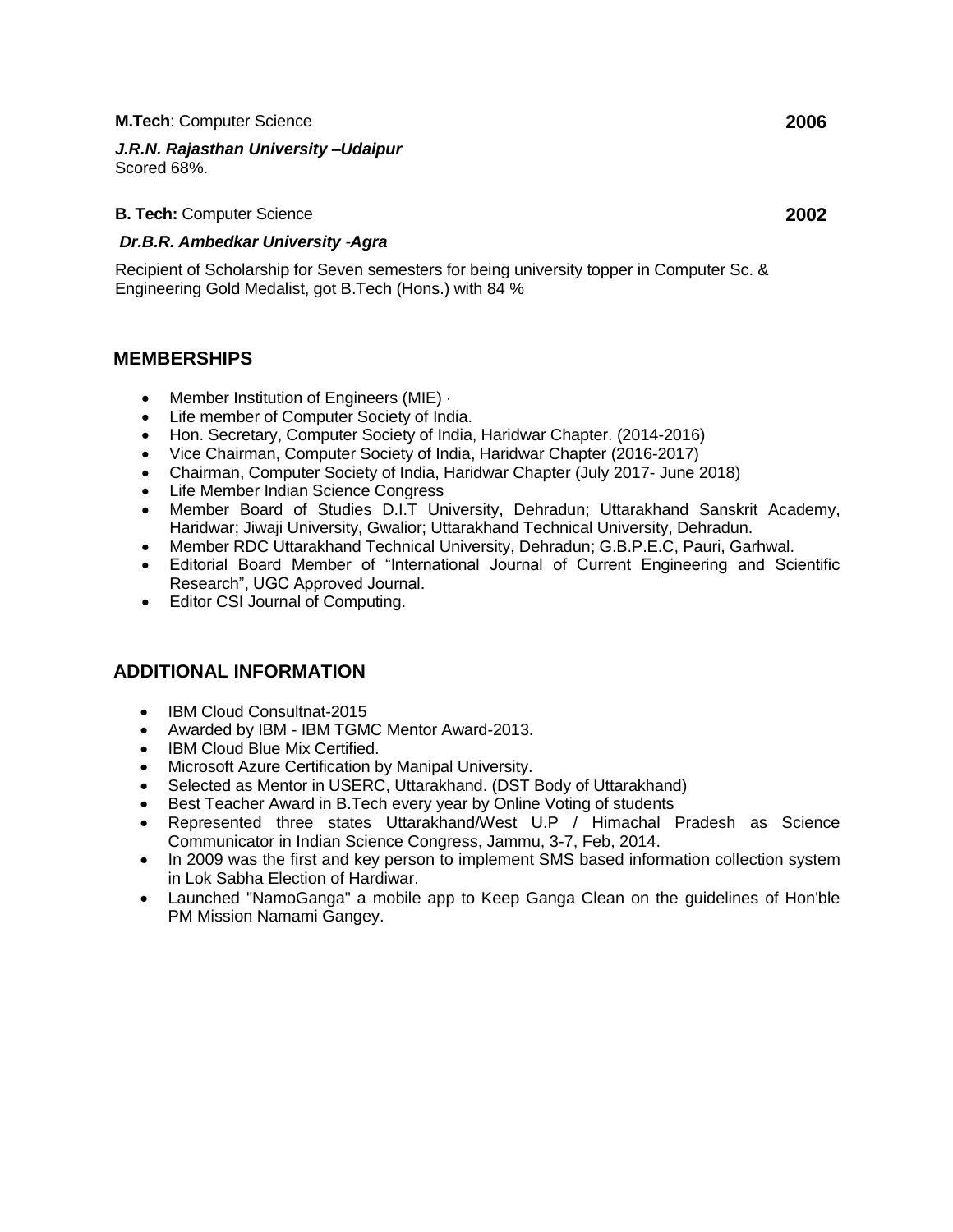**M.Tech**: Computer Science **2006**

***J.R.N. Rajasthan University –Udaipur***
Scored 68%.

**B. Tech:** Computer Science **2002**

***Dr.B.R. Ambedkar University -Agra***

Recipient of Scholarship for Seven semesters for being university topper in Computer Sc. & Engineering Gold Medalist, got B.Tech (Hons.) with 84 %

## MEMBERSHIPS

- Member Institution of Engineers (MIE) ·
- Life member of Computer Society of India.
- Hon. Secretary, Computer Society of India, Haridwar Chapter. (2014-2016)
- Vice Chairman, Computer Society of India, Haridwar Chapter (2016-2017)
- Chairman, Computer Society of India, Haridwar Chapter (July 2017- June 2018)
- Life Member Indian Science Congress
- Member Board of Studies D.I.T University, Dehradun; Uttarakhand Sanskrit Academy, Haridwar; Jiwaji University, Gwalior; Uttarakhand Technical University, Dehradun.
- Member RDC Uttarakhand Technical University, Dehradun; G.B.P.E.C, Pauri, Garhwal.
- Editorial Board Member of "International Journal of Current Engineering and Scientific Research", UGC Approved Journal.
- Editor CSI Journal of Computing.

## ADDITIONAL INFORMATION

- IBM Cloud Consultnat-2015
- Awarded by IBM - IBM TGMC Mentor Award-2013.
- IBM Cloud Blue Mix Certified.
- Microsoft Azure Certification by Manipal University.
- Selected as Mentor in USERC, Uttarakhand. (DST Body of Uttarakhand)
- Best Teacher Award in B.Tech every year by Online Voting of students
- Represented three states Uttarakhand/West U.P / Himachal Pradesh as Science Communicator in Indian Science Congress, Jammu, 3-7, Feb, 2014.
- In 2009 was the first and key person to implement SMS based information collection system in Lok Sabha Election of Hardiwar.
- Launched "NamoGanga" a mobile app to Keep Ganga Clean on the guidelines of Hon'ble PM Mission Namami Gangey.